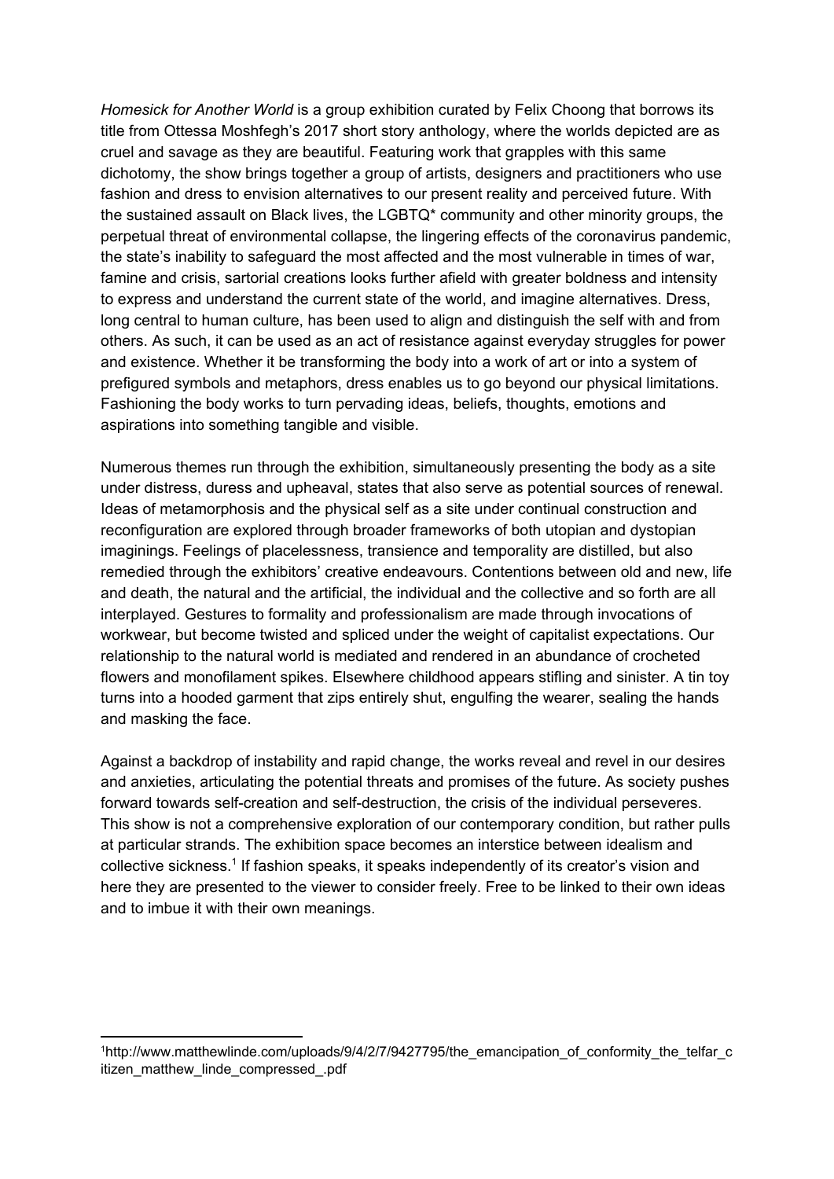*Homesick for Another World* is a group exhibition curated by Felix Choong that borrows its title from Ottessa Moshfegh's 2017 short story anthology, where the worlds depicted are as cruel and savage as they are beautiful. Featuring work that grapples with this same dichotomy, the show brings together a group of artists, designers and practitioners who use fashion and dress to envision alternatives to our present reality and perceived future. With the sustained assault on Black lives, the LGBTQ* community and other minority groups, the perpetual threat of environmental collapse, the lingering effects of the coronavirus pandemic, the state's inability to safeguard the most affected and the most vulnerable in times of war, famine and crisis, sartorial creations looks further afield with greater boldness and intensity to express and understand the current state of the world, and imagine alternatives. Dress, long central to human culture, has been used to align and distinguish the self with and from others. As such, it can be used as an act of resistance against everyday struggles for power and existence. Whether it be transforming the body into a work of art or into a system of prefigured symbols and metaphors, dress enables us to go beyond our physical limitations. Fashioning the body works to turn pervading ideas, beliefs, thoughts, emotions and aspirations into something tangible and visible.

Numerous themes run through the exhibition, simultaneously presenting the body as a site under distress, duress and upheaval, states that also serve as potential sources of renewal. Ideas of metamorphosis and the physical self as a site under continual construction and reconfiguration are explored through broader frameworks of both utopian and dystopian imaginings. Feelings of placelessness, transience and temporality are distilled, but also remedied through the exhibitors' creative endeavours. Contentions between old and new, life and death, the natural and the artificial, the individual and the collective and so forth are all interplayed. Gestures to formality and professionalism are made through invocations of workwear, but become twisted and spliced under the weight of capitalist expectations. Our relationship to the natural world is mediated and rendered in an abundance of crocheted flowers and monofilament spikes. Elsewhere childhood appears stifling and sinister. A tin toy turns into a hooded garment that zips entirely shut, engulfing the wearer, sealing the hands and masking the face.

Against a backdrop of instability and rapid change, the works reveal and revel in our desires and anxieties, articulating the potential threats and promises of the future. As society pushes forward towards self-creation and self-destruction, the crisis of the individual perseveres. This show is not a comprehensive exploration of our contemporary condition, but rather pulls at particular strands. The exhibition space becomes an interstice between idealism and collective sickness.[1] If fashion speaks, it speaks independently of its creator's vision and here they are presented to the viewer to consider freely. Free to be linked to their own ideas and to imbue it with their own meanings.

---

[1] http://www.matthewlinde.com/uploads/9/4/2/7/9427795/the_emancipation_of_conformity_the_telfar_citizen_matthew_linde_compressed_.pdf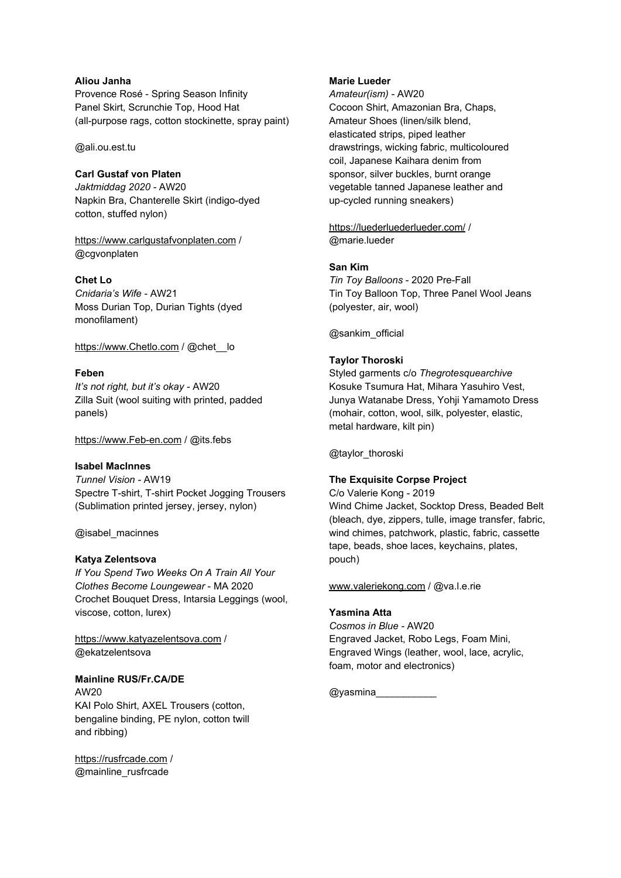**Aliou Janha**
Provence Rosé - Spring Season Infinity
Panel Skirt, Scrunchie Top, Hood Hat
(all-purpose rags, cotton stockinette, spray paint)

@ali.ou.est.tu

**Carl Gustaf von Platen**
*Jaktmiddag 2020* - AW20
Napkin Bra, Chanterelle Skirt (indigo-dyed cotton, stuffed nylon)

https://www.carlgustafvonplaten.com / @cgvonplaten

**Chet Lo**
*Cnidaria's Wife* - AW21
Moss Durian Top, Durian Tights (dyed monofilament)

https://www.Chetlo.com / @chet__lo

**Feben**
*It's not right, but it's okay* - AW20
Zilla Suit (wool suiting with printed, padded panels)

https://www.Feb-en.com / @its.febs

**Isabel MacInnes**
*Tunnel Vision* - AW19
Spectre T-shirt, T-shirt Pocket Jogging Trousers (Sublimation printed jersey, jersey, nylon)

@isabel_macinnes

**Katya Zelentsova**
*If You Spend Two Weeks On A Train All Your Clothes Become Loungewear* - MA 2020
Crochet Bouquet Dress, Intarsia Leggings (wool, viscose, cotton, lurex)

https://www.katyazelentsova.com / @ekatzelentsova

**Mainline RUS/Fr.CA/DE**
AW20
KAI Polo Shirt, AXEL Trousers (cotton, bengaline binding, PE nylon, cotton twill and ribbing)

https://rusfrcade.com / @mainline_rusfrcade

**Marie Lueder**
*Amateur(ism)* - AW20
Cocoon Shirt, Amazonian Bra, Chaps, Amateur Shoes (linen/silk blend, elasticated strips, piped leather drawstrings, wicking fabric, multicoloured coil, Japanese Kaihara denim from sponsor, silver buckles, burnt orange vegetable tanned Japanese leather and up-cycled running sneakers)

https://luederluederlueder.com/ / @marie.lueder

**San Kim**
*Tin Toy Balloons* - 2020 Pre-Fall
Tin Toy Balloon Top, Three Panel Wool Jeans (polyester, air, wool)

@sankim_official

**Taylor Thoroski**
Styled garments c/o *Thegrotesquearchive*
Kosuke Tsumura Hat, Mihara Yasuhiro Vest, Junya Watanabe Dress, Yohji Yamamoto Dress (mohair, cotton, wool, silk, polyester, elastic, metal hardware, kilt pin)

@taylor_thoroski

**The Exquisite Corpse Project**
C/o Valerie Kong - 2019
Wind Chime Jacket, Socktop Dress, Beaded Belt (bleach, dye, zippers, tulle, image transfer, fabric, wind chimes, patchwork, plastic, fabric, cassette tape, beads, shoe laces, keychains, plates, pouch)

www.valeriekong.com / @va.l.e.rie

**Yasmina Atta**
*Cosmos in Blue* - AW20
Engraved Jacket, Robo Legs, Foam Mini, Engraved Wings (leather, wool, lace, acrylic, foam, motor and electronics)

@yasmina___________